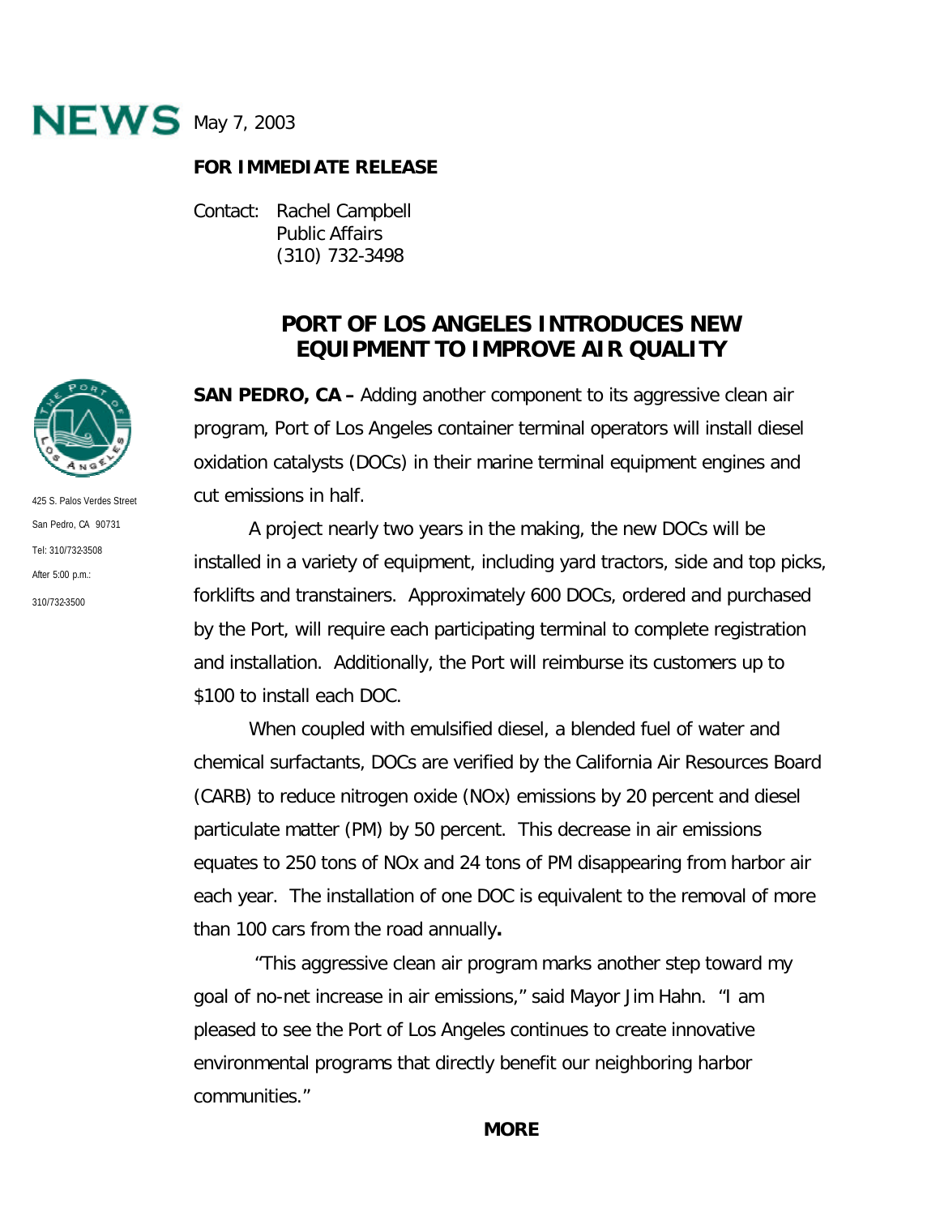NEWS May 7, 2003

**FOR IMMEDIATE RELEASE**

Contact: Rachel Campbell
Public Affairs
(310) 732-3498

425 S. Palos Verdes Street
San Pedro, CA 90731
Tel: 310/732-3508
After 5:00 p.m.:
310/732-3500

# PORT OF LOS ANGELES INTRODUCES NEW EQUIPMENT TO IMPROVE AIR QUALITY

**SAN PEDRO, CA –** Adding another component to its aggressive clean air program, Port of Los Angeles container terminal operators will install diesel oxidation catalysts (DOCs) in their marine terminal equipment engines and cut emissions in half.

A project nearly two years in the making, the new DOCs will be installed in a variety of equipment, including yard tractors, side and top picks, forklifts and transtainers. Approximately 600 DOCs, ordered and purchased by the Port, will require each participating terminal to complete registration and installation. Additionally, the Port will reimburse its customers up to $100 to install each DOC.

When coupled with emulsified diesel, a blended fuel of water and chemical surfactants, DOCs are verified by the California Air Resources Board (CARB) to reduce nitrogen oxide (NOx) emissions by 20 percent and diesel particulate matter (PM) by 50 percent. This decrease in air emissions equates to 250 tons of NOx and 24 tons of PM disappearing from harbor air each year. The installation of one DOC is equivalent to the removal of more than 100 cars from the road annually**.**

"This aggressive clean air program marks another step toward my goal of no-net increase in air emissions," said Mayor Jim Hahn. "I am pleased to see the Port of Los Angeles continues to create innovative environmental programs that directly benefit our neighboring harbor communities."

**MORE**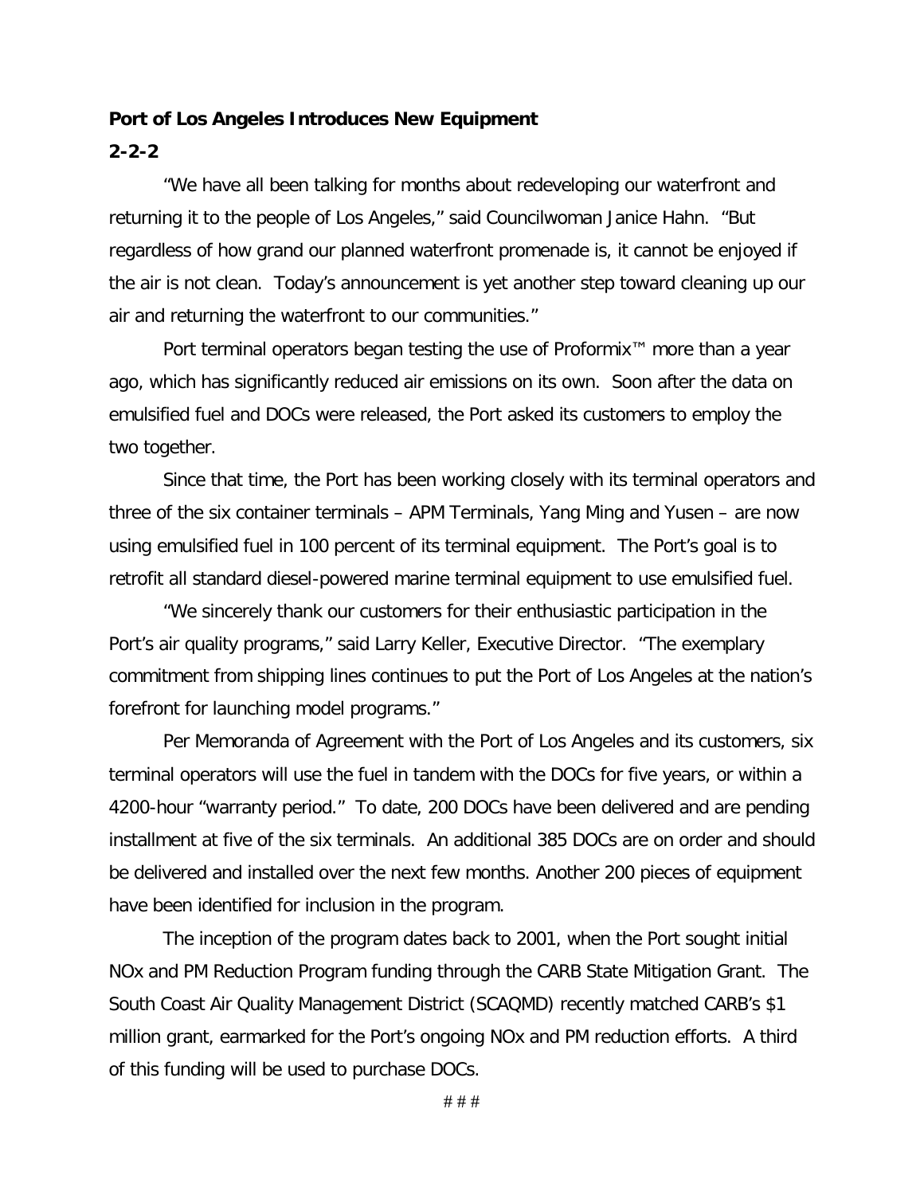"We have all been talking for months about redeveloping our waterfront and returning it to the people of Los Angeles," said Councilwoman Janice Hahn. "But regardless of how grand our planned waterfront promenade is, it cannot be enjoyed if the air is not clean. Today's announcement is yet another step toward cleaning up our air and returning the waterfront to our communities."

Port terminal operators began testing the use of Proformix™ more than a year ago, which has significantly reduced air emissions on its own. Soon after the data on emulsified fuel and DOCs were released, the Port asked its customers to employ the two together.

Since that time, the Port has been working closely with its terminal operators and three of the six container terminals – APM Terminals, Yang Ming and Yusen – are now using emulsified fuel in 100 percent of its terminal equipment. The Port's goal is to retrofit all standard diesel-powered marine terminal equipment to use emulsified fuel.

"We sincerely thank our customers for their enthusiastic participation in the Port's air quality programs," said Larry Keller, Executive Director. "The exemplary commitment from shipping lines continues to put the Port of Los Angeles at the nation's forefront for launching model programs."

Per Memoranda of Agreement with the Port of Los Angeles and its customers, six terminal operators will use the fuel in tandem with the DOCs for five years, or within a 4200-hour "warranty period." To date, 200 DOCs have been delivered and are pending installment at five of the six terminals. An additional 385 DOCs are on order and should be delivered and installed over the next few months. Another 200 pieces of equipment have been identified for inclusion in the program.

The inception of the program dates back to 2001, when the Port sought initial NOx and PM Reduction Program funding through the CARB State Mitigation Grant. The South Coast Air Quality Management District (SCAQMD) recently matched CARB's $1 million grant, earmarked for the Port's ongoing NOx and PM reduction efforts. A third of this funding will be used to purchase DOCs.

# # #